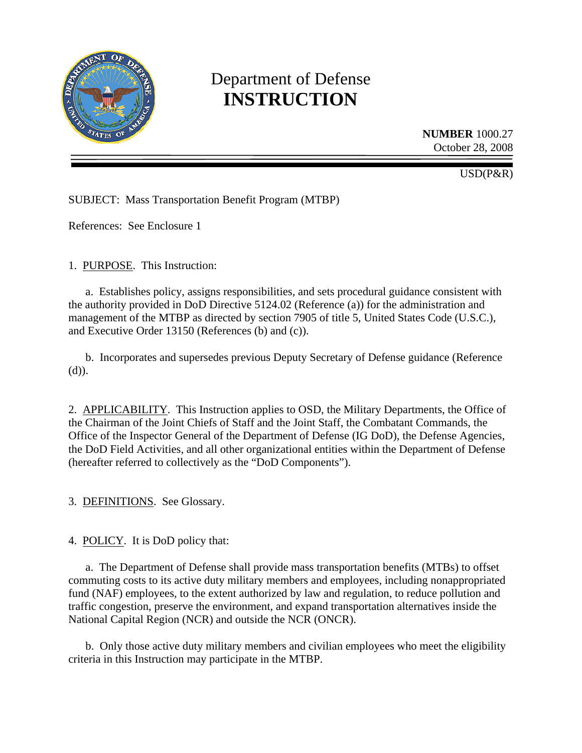# Department of Defense
# INSTRUCTION

**NUMBER** 1000.27
October 28, 2008

USD(P&R)

SUBJECT: Mass Transportation Benefit Program (MTBP)

References: See Enclosure 1

1. PURPOSE. This Instruction:

a. Establishes policy, assigns responsibilities, and sets procedural guidance consistent with the authority provided in DoD Directive 5124.02 (Reference (a)) for the administration and management of the MTBP as directed by section 7905 of title 5, United States Code (U.S.C.), and Executive Order 13150 (References (b) and (c)).

b. Incorporates and supersedes previous Deputy Secretary of Defense guidance (Reference (d)).

2. APPLICABILITY. This Instruction applies to OSD, the Military Departments, the Office of the Chairman of the Joint Chiefs of Staff and the Joint Staff, the Combatant Commands, the Office of the Inspector General of the Department of Defense (IG DoD), the Defense Agencies, the DoD Field Activities, and all other organizational entities within the Department of Defense (hereafter referred to collectively as the "DoD Components").

3. DEFINITIONS. See Glossary.

4. POLICY. It is DoD policy that:

a. The Department of Defense shall provide mass transportation benefits (MTBs) to offset commuting costs to its active duty military members and employees, including nonappropriated fund (NAF) employees, to the extent authorized by law and regulation, to reduce pollution and traffic congestion, preserve the environment, and expand transportation alternatives inside the National Capital Region (NCR) and outside the NCR (ONCR).

b. Only those active duty military members and civilian employees who meet the eligibility criteria in this Instruction may participate in the MTBP.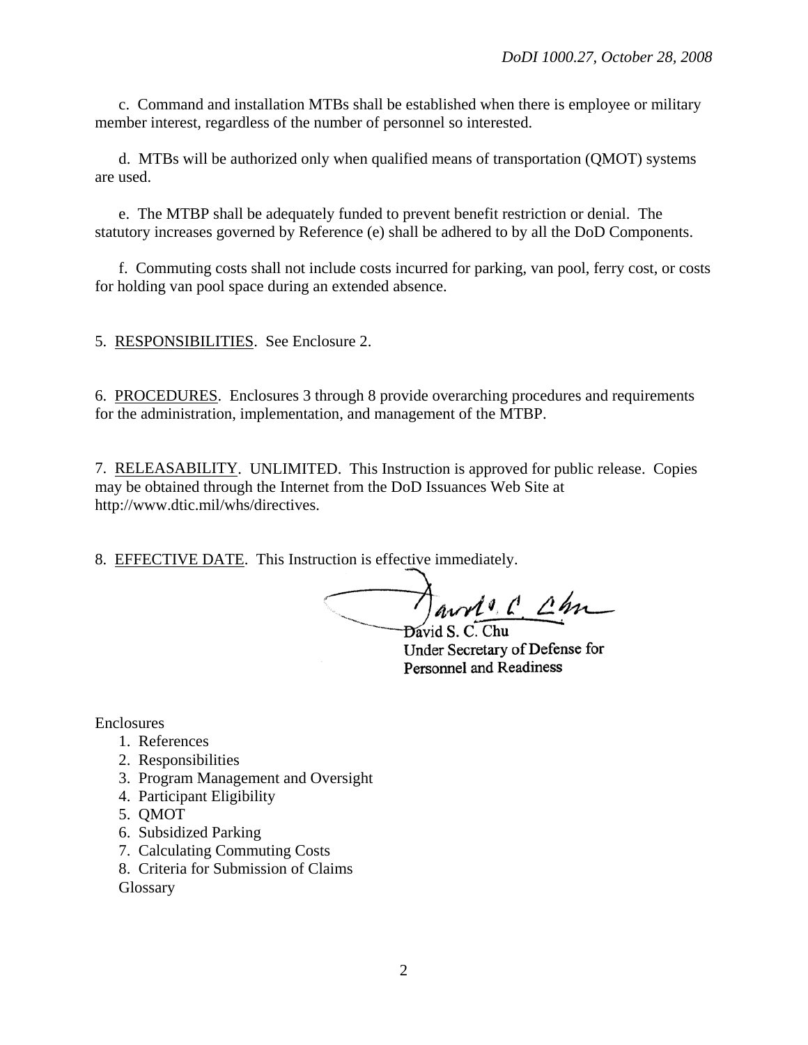c. Command and installation MTBs shall be established when there is employee or military member interest, regardless of the number of personnel so interested.

d. MTBs will be authorized only when qualified means of transportation (QMOT) systems are used.

e. The MTBP shall be adequately funded to prevent benefit restriction or denial. The statutory increases governed by Reference (e) shall be adhered to by all the DoD Components.

f. Commuting costs shall not include costs incurred for parking, van pool, ferry cost, or costs for holding van pool space during an extended absence.

5. RESPONSIBILITIES. See Enclosure 2.

6. PROCEDURES. Enclosures 3 through 8 provide overarching procedures and requirements for the administration, implementation, and management of the MTBP.

7. RELEASABILITY. UNLIMITED. This Instruction is approved for public release. Copies may be obtained through the Internet from the DoD Issuances Web Site at http://www.dtic.mil/whs/directives.

8. EFFECTIVE DATE. This Instruction is effective immediately.

David S. C. Chu
Under Secretary of Defense for
Personnel and Readiness

Enclosures
1. References
2. Responsibilities
3. Program Management and Oversight
4. Participant Eligibility
5. QMOT
6. Subsidized Parking
7. Calculating Commuting Costs
8. Criteria for Submission of Claims

Glossary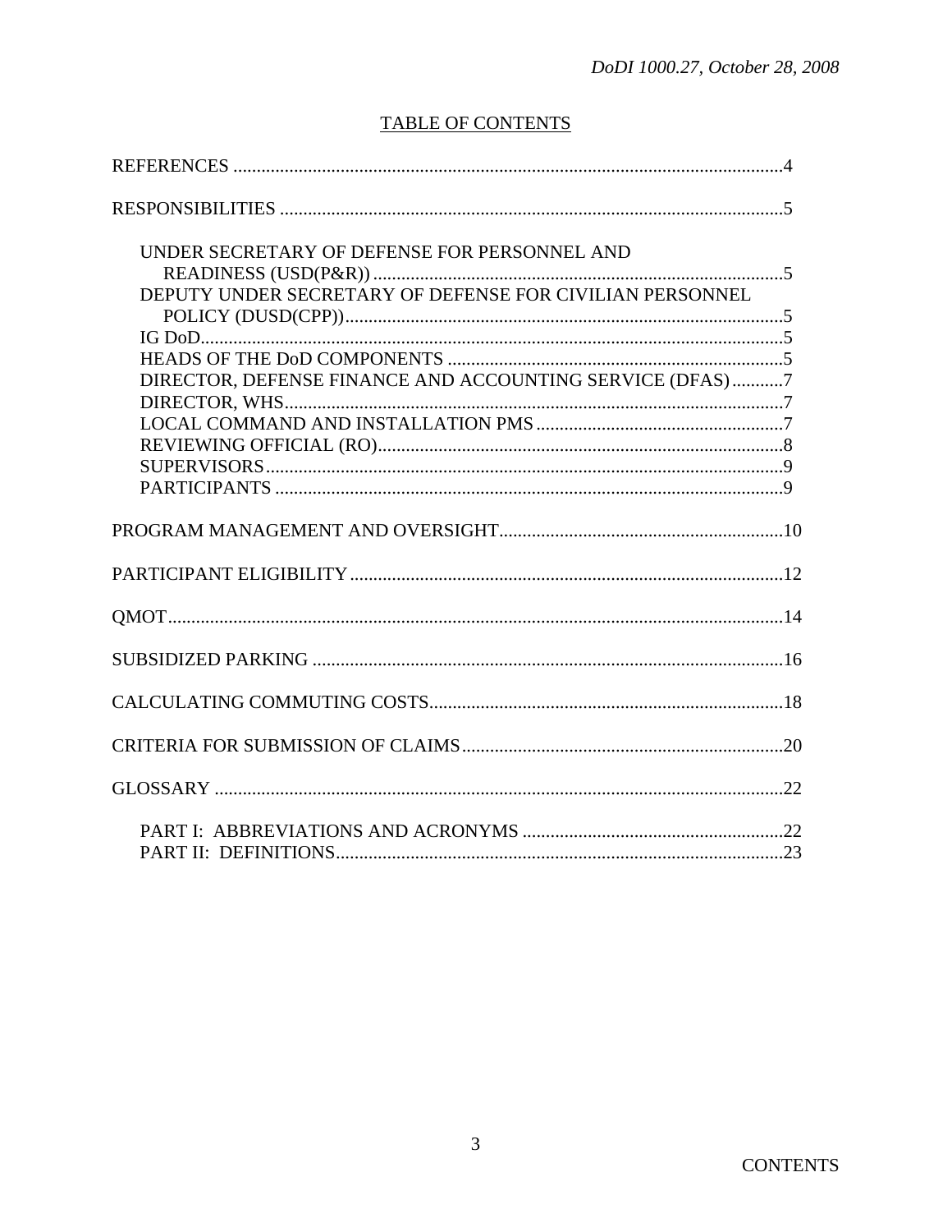## TABLE OF CONTENTS

REFERENCES .....4

RESPONSIBILITIES .....5

- UNDER SECRETARY OF DEFENSE FOR PERSONNEL AND READINESS (USD(P&R)) .....5
- DEPUTY UNDER SECRETARY OF DEFENSE FOR CIVILIAN PERSONNEL POLICY (DUSD(CPP)) .....5
- IG DoD .....5
- HEADS OF THE DoD COMPONENTS .....5
- DIRECTOR, DEFENSE FINANCE AND ACCOUNTING SERVICE (DFAS) .....7
- DIRECTOR, WHS .....7
- LOCAL COMMAND AND INSTALLATION PMS .....7
- REVIEWING OFFICIAL (RO) .....8
- SUPERVISORS .....9
- PARTICIPANTS .....9

PROGRAM MANAGEMENT AND OVERSIGHT .....10

PARTICIPANT ELIGIBILITY .....12

QMOT .....14

SUBSIDIZED PARKING .....16

CALCULATING COMMUTING COSTS .....18

CRITERIA FOR SUBMISSION OF CLAIMS .....20

GLOSSARY .....22

- PART I: ABBREVIATIONS AND ACRONYMS .....22
- PART II: DEFINITIONS .....23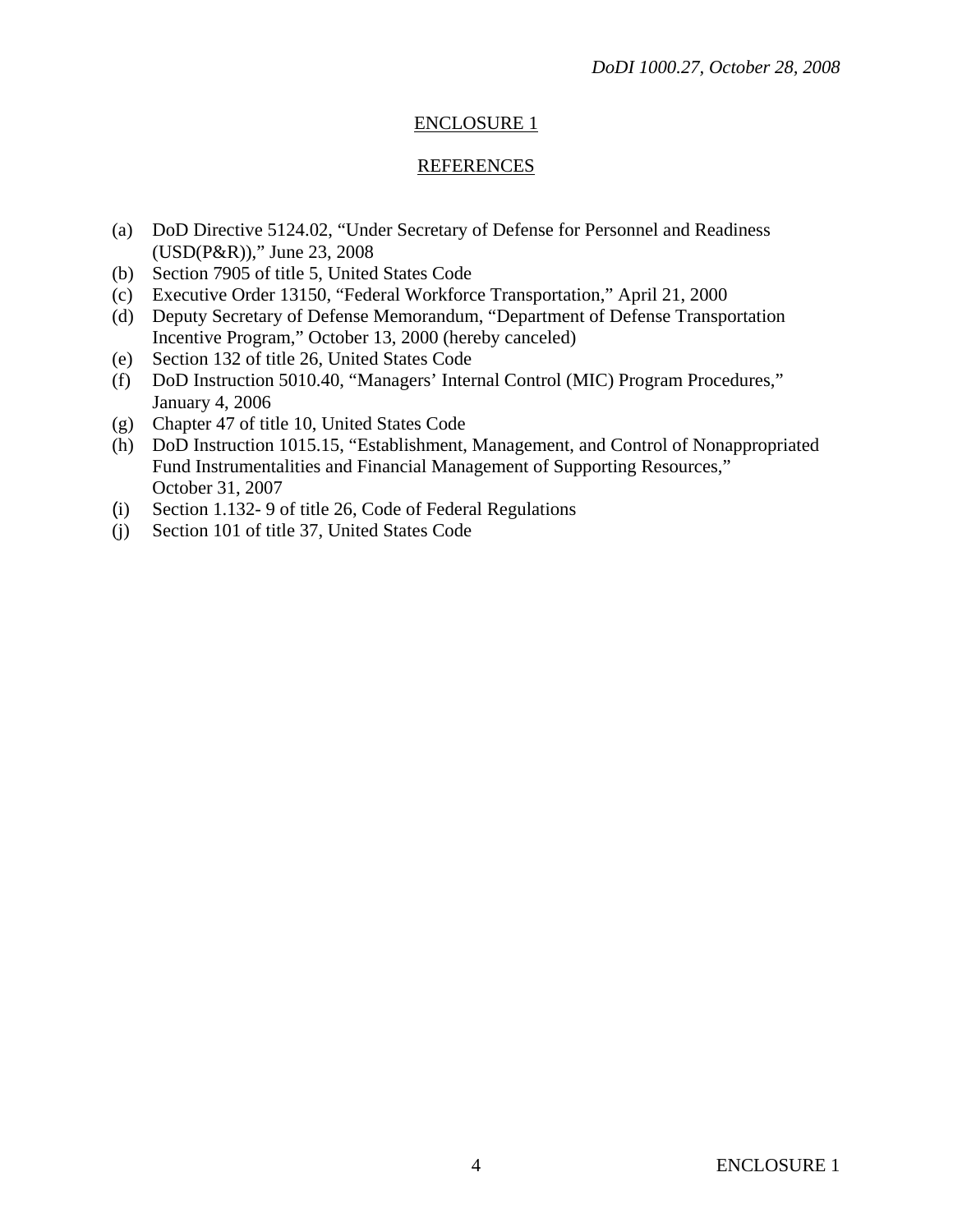## ENCLOSURE 1

## REFERENCES

(a) DoD Directive 5124.02, "Under Secretary of Defense for Personnel and Readiness (USD(P&R))," June 23, 2008
(b) Section 7905 of title 5, United States Code
(c) Executive Order 13150, "Federal Workforce Transportation," April 21, 2000
(d) Deputy Secretary of Defense Memorandum, "Department of Defense Transportation Incentive Program," October 13, 2000 (hereby canceled)
(e) Section 132 of title 26, United States Code
(f) DoD Instruction 5010.40, "Managers' Internal Control (MIC) Program Procedures," January 4, 2006
(g) Chapter 47 of title 10, United States Code
(h) DoD Instruction 1015.15, "Establishment, Management, and Control of Nonappropriated Fund Instrumentalities and Financial Management of Supporting Resources," October 31, 2007
(i) Section 1.132- 9 of title 26, Code of Federal Regulations
(j) Section 101 of title 37, United States Code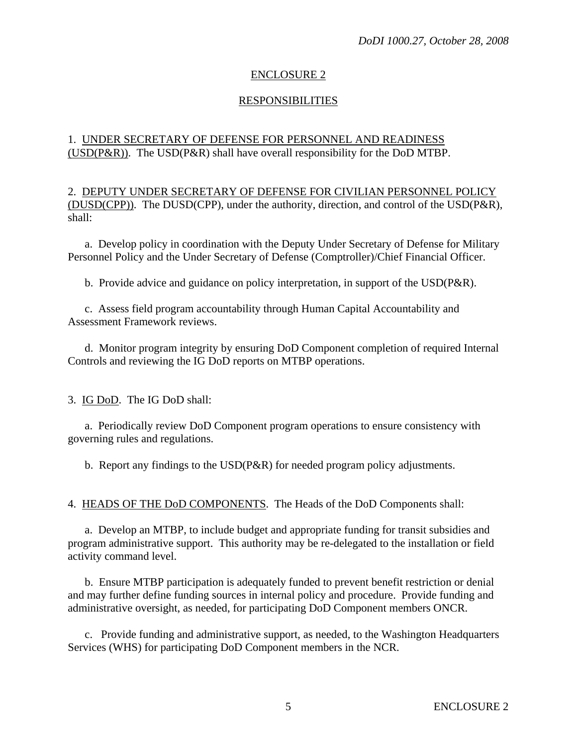## ENCLOSURE 2

## RESPONSIBILITIES

1. UNDER SECRETARY OF DEFENSE FOR PERSONNEL AND READINESS (USD(P&R)). The USD(P&R) shall have overall responsibility for the DoD MTBP.

2. DEPUTY UNDER SECRETARY OF DEFENSE FOR CIVILIAN PERSONNEL POLICY (DUSD(CPP)). The DUSD(CPP), under the authority, direction, and control of the USD(P&R), shall:

a. Develop policy in coordination with the Deputy Under Secretary of Defense for Military Personnel Policy and the Under Secretary of Defense (Comptroller)/Chief Financial Officer.

b. Provide advice and guidance on policy interpretation, in support of the USD(P&R).

c. Assess field program accountability through Human Capital Accountability and Assessment Framework reviews.

d. Monitor program integrity by ensuring DoD Component completion of required Internal Controls and reviewing the IG DoD reports on MTBP operations.

3. IG DoD. The IG DoD shall:

a. Periodically review DoD Component program operations to ensure consistency with governing rules and regulations.

b. Report any findings to the USD(P&R) for needed program policy adjustments.

4. HEADS OF THE DoD COMPONENTS. The Heads of the DoD Components shall:

a. Develop an MTBP, to include budget and appropriate funding for transit subsidies and program administrative support. This authority may be re-delegated to the installation or field activity command level.

b. Ensure MTBP participation is adequately funded to prevent benefit restriction or denial and may further define funding sources in internal policy and procedure. Provide funding and administrative oversight, as needed, for participating DoD Component members ONCR.

c. Provide funding and administrative support, as needed, to the Washington Headquarters Services (WHS) for participating DoD Component members in the NCR.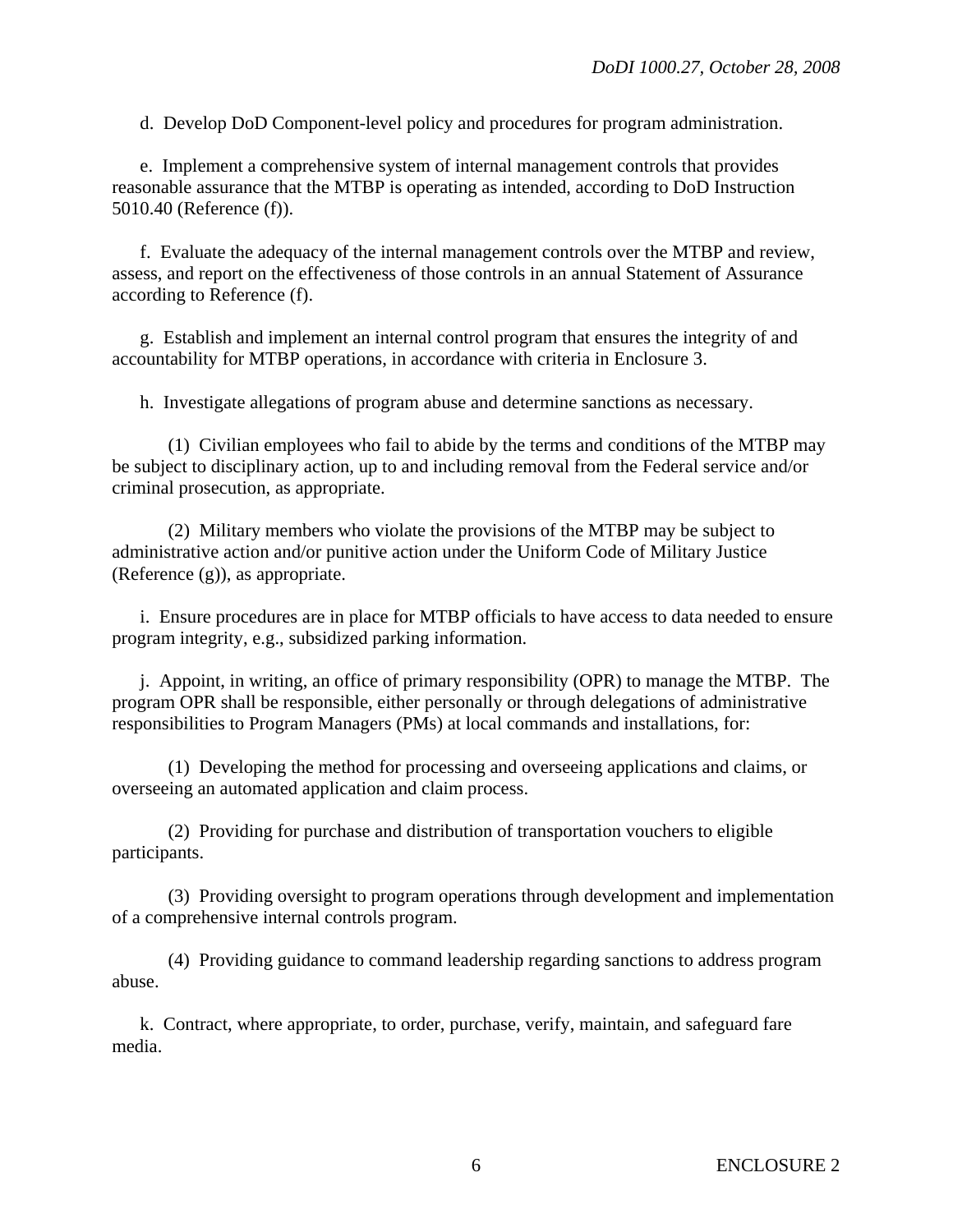d. Develop DoD Component-level policy and procedures for program administration.

e. Implement a comprehensive system of internal management controls that provides reasonable assurance that the MTBP is operating as intended, according to DoD Instruction 5010.40 (Reference (f)).

f. Evaluate the adequacy of the internal management controls over the MTBP and review, assess, and report on the effectiveness of those controls in an annual Statement of Assurance according to Reference (f).

g. Establish and implement an internal control program that ensures the integrity of and accountability for MTBP operations, in accordance with criteria in Enclosure 3.

h. Investigate allegations of program abuse and determine sanctions as necessary.

(1) Civilian employees who fail to abide by the terms and conditions of the MTBP may be subject to disciplinary action, up to and including removal from the Federal service and/or criminal prosecution, as appropriate.

(2) Military members who violate the provisions of the MTBP may be subject to administrative action and/or punitive action under the Uniform Code of Military Justice (Reference (g)), as appropriate.

i. Ensure procedures are in place for MTBP officials to have access to data needed to ensure program integrity, e.g., subsidized parking information.

j. Appoint, in writing, an office of primary responsibility (OPR) to manage the MTBP. The program OPR shall be responsible, either personally or through delegations of administrative responsibilities to Program Managers (PMs) at local commands and installations, for:

(1) Developing the method for processing and overseeing applications and claims, or overseeing an automated application and claim process.

(2) Providing for purchase and distribution of transportation vouchers to eligible participants.

(3) Providing oversight to program operations through development and implementation of a comprehensive internal controls program.

(4) Providing guidance to command leadership regarding sanctions to address program abuse.

k. Contract, where appropriate, to order, purchase, verify, maintain, and safeguard fare media.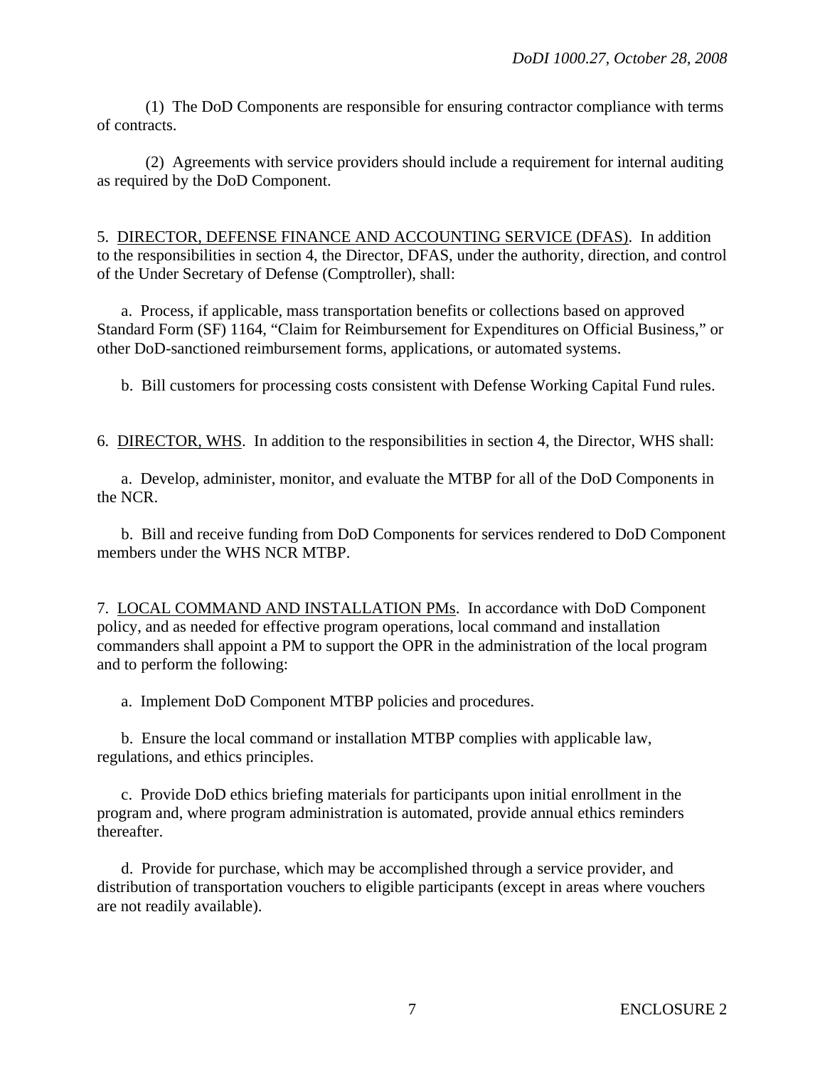(1) The DoD Components are responsible for ensuring contractor compliance with terms of contracts.

(2) Agreements with service providers should include a requirement for internal auditing as required by the DoD Component.

5. DIRECTOR, DEFENSE FINANCE AND ACCOUNTING SERVICE (DFAS). In addition to the responsibilities in section 4, the Director, DFAS, under the authority, direction, and control of the Under Secretary of Defense (Comptroller), shall:

a. Process, if applicable, mass transportation benefits or collections based on approved Standard Form (SF) 1164, "Claim for Reimbursement for Expenditures on Official Business," or other DoD-sanctioned reimbursement forms, applications, or automated systems.

b. Bill customers for processing costs consistent with Defense Working Capital Fund rules.

6. DIRECTOR, WHS. In addition to the responsibilities in section 4, the Director, WHS shall:

a. Develop, administer, monitor, and evaluate the MTBP for all of the DoD Components in the NCR.

b. Bill and receive funding from DoD Components for services rendered to DoD Component members under the WHS NCR MTBP.

7. LOCAL COMMAND AND INSTALLATION PMs. In accordance with DoD Component policy, and as needed for effective program operations, local command and installation commanders shall appoint a PM to support the OPR in the administration of the local program and to perform the following:

a. Implement DoD Component MTBP policies and procedures.

b. Ensure the local command or installation MTBP complies with applicable law, regulations, and ethics principles.

c. Provide DoD ethics briefing materials for participants upon initial enrollment in the program and, where program administration is automated, provide annual ethics reminders thereafter.

d. Provide for purchase, which may be accomplished through a service provider, and distribution of transportation vouchers to eligible participants (except in areas where vouchers are not readily available).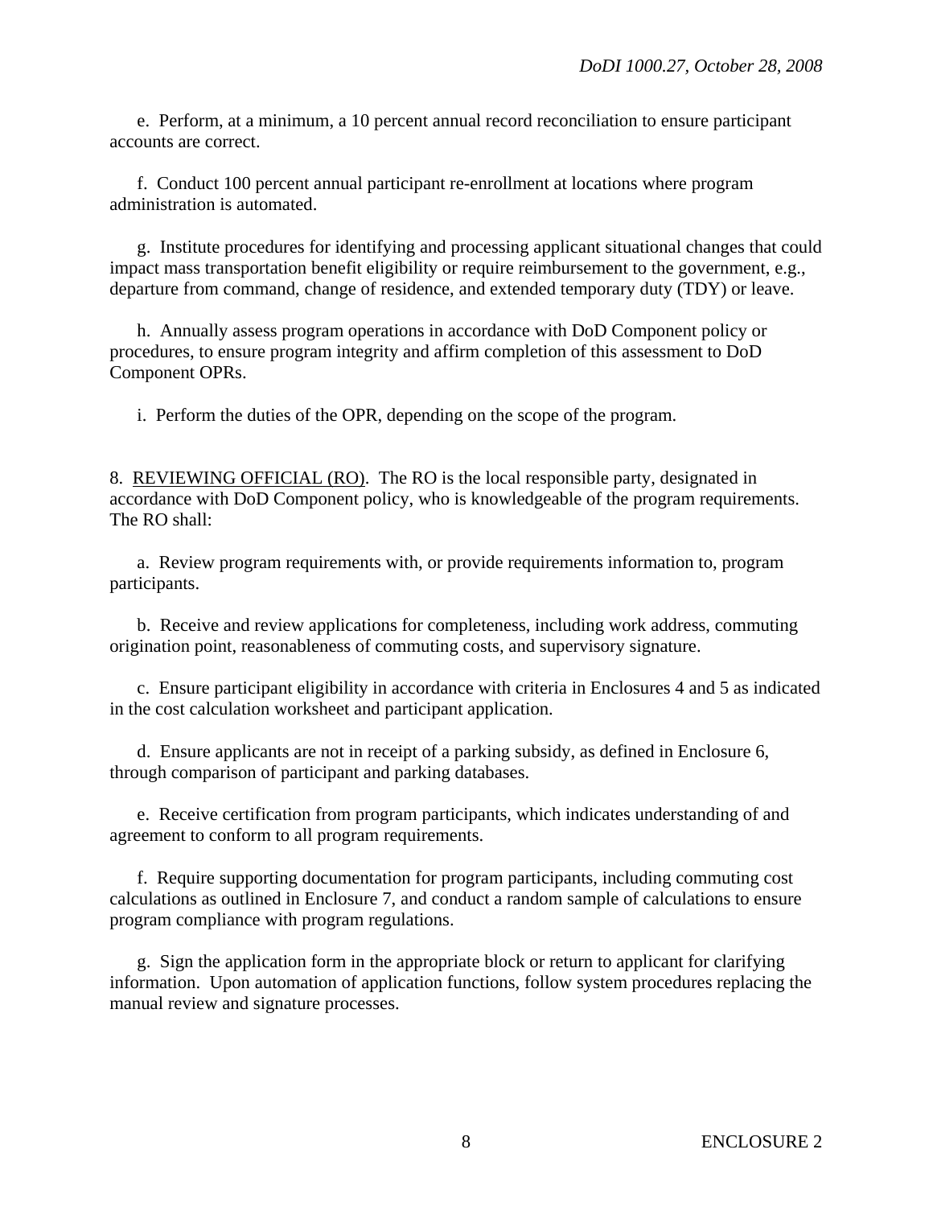e. Perform, at a minimum, a 10 percent annual record reconciliation to ensure participant accounts are correct.

f. Conduct 100 percent annual participant re-enrollment at locations where program administration is automated.

g. Institute procedures for identifying and processing applicant situational changes that could impact mass transportation benefit eligibility or require reimbursement to the government, e.g., departure from command, change of residence, and extended temporary duty (TDY) or leave.

h. Annually assess program operations in accordance with DoD Component policy or procedures, to ensure program integrity and affirm completion of this assessment to DoD Component OPRs.

i. Perform the duties of the OPR, depending on the scope of the program.

8. REVIEWING OFFICIAL (RO). The RO is the local responsible party, designated in accordance with DoD Component policy, who is knowledgeable of the program requirements. The RO shall:

a. Review program requirements with, or provide requirements information to, program participants.

b. Receive and review applications for completeness, including work address, commuting origination point, reasonableness of commuting costs, and supervisory signature.

c. Ensure participant eligibility in accordance with criteria in Enclosures 4 and 5 as indicated in the cost calculation worksheet and participant application.

d. Ensure applicants are not in receipt of a parking subsidy, as defined in Enclosure 6, through comparison of participant and parking databases.

e. Receive certification from program participants, which indicates understanding of and agreement to conform to all program requirements.

f. Require supporting documentation for program participants, including commuting cost calculations as outlined in Enclosure 7, and conduct a random sample of calculations to ensure program compliance with program regulations.

g. Sign the application form in the appropriate block or return to applicant for clarifying information. Upon automation of application functions, follow system procedures replacing the manual review and signature processes.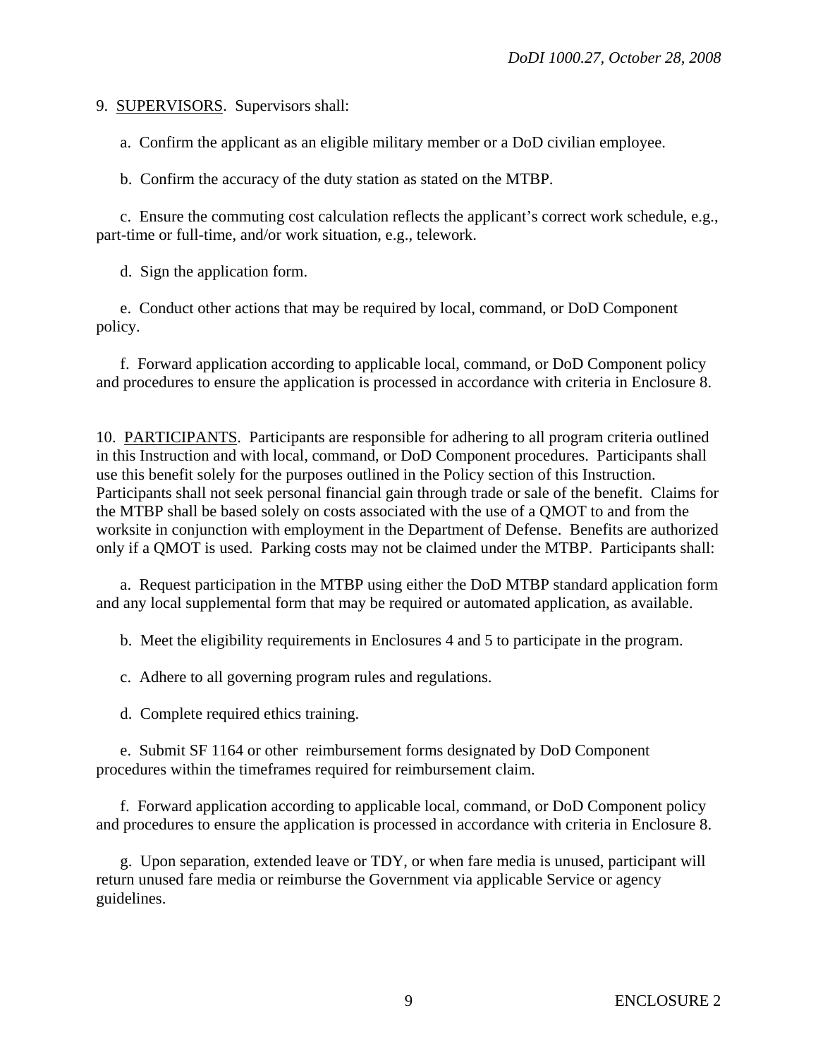9. <u>SUPERVISORS</u>. Supervisors shall:

a. Confirm the applicant as an eligible military member or a DoD civilian employee.

b. Confirm the accuracy of the duty station as stated on the MTBP.

c. Ensure the commuting cost calculation reflects the applicant's correct work schedule, e.g., part-time or full-time, and/or work situation, e.g., telework.

d. Sign the application form.

e. Conduct other actions that may be required by local, command, or DoD Component policy.

f. Forward application according to applicable local, command, or DoD Component policy and procedures to ensure the application is processed in accordance with criteria in Enclosure 8.

10. <u>PARTICIPANTS</u>. Participants are responsible for adhering to all program criteria outlined in this Instruction and with local, command, or DoD Component procedures. Participants shall use this benefit solely for the purposes outlined in the Policy section of this Instruction. Participants shall not seek personal financial gain through trade or sale of the benefit. Claims for the MTBP shall be based solely on costs associated with the use of a QMOT to and from the worksite in conjunction with employment in the Department of Defense. Benefits are authorized only if a QMOT is used. Parking costs may not be claimed under the MTBP. Participants shall:

a. Request participation in the MTBP using either the DoD MTBP standard application form and any local supplemental form that may be required or automated application, as available.

b. Meet the eligibility requirements in Enclosures 4 and 5 to participate in the program.

c. Adhere to all governing program rules and regulations.

d. Complete required ethics training.

e. Submit SF 1164 or other reimbursement forms designated by DoD Component procedures within the timeframes required for reimbursement claim.

f. Forward application according to applicable local, command, or DoD Component policy and procedures to ensure the application is processed in accordance with criteria in Enclosure 8.

g. Upon separation, extended leave or TDY, or when fare media is unused, participant will return unused fare media or reimburse the Government via applicable Service or agency guidelines.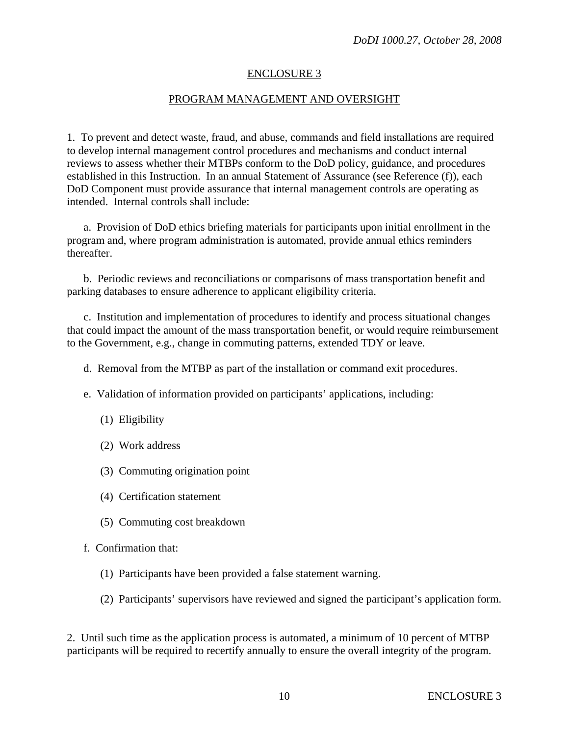## ENCLOSURE 3

## PROGRAM MANAGEMENT AND OVERSIGHT

1. To prevent and detect waste, fraud, and abuse, commands and field installations are required to develop internal management control procedures and mechanisms and conduct internal reviews to assess whether their MTBPs conform to the DoD policy, guidance, and procedures established in this Instruction. In an annual Statement of Assurance (see Reference (f)), each DoD Component must provide assurance that internal management controls are operating as intended. Internal controls shall include:

   a. Provision of DoD ethics briefing materials for participants upon initial enrollment in the program and, where program administration is automated, provide annual ethics reminders thereafter.

   b. Periodic reviews and reconciliations or comparisons of mass transportation benefit and parking databases to ensure adherence to applicant eligibility criteria.

   c. Institution and implementation of procedures to identify and process situational changes that could impact the amount of the mass transportation benefit, or would require reimbursement to the Government, e.g., change in commuting patterns, extended TDY or leave.

   d. Removal from the MTBP as part of the installation or command exit procedures.

   e. Validation of information provided on participants' applications, including:

      (1) Eligibility

      (2) Work address

      (3) Commuting origination point

      (4) Certification statement

      (5) Commuting cost breakdown

   f. Confirmation that:

      (1) Participants have been provided a false statement warning.

      (2) Participants' supervisors have reviewed and signed the participant's application form.

2. Until such time as the application process is automated, a minimum of 10 percent of MTBP participants will be required to recertify annually to ensure the overall integrity of the program.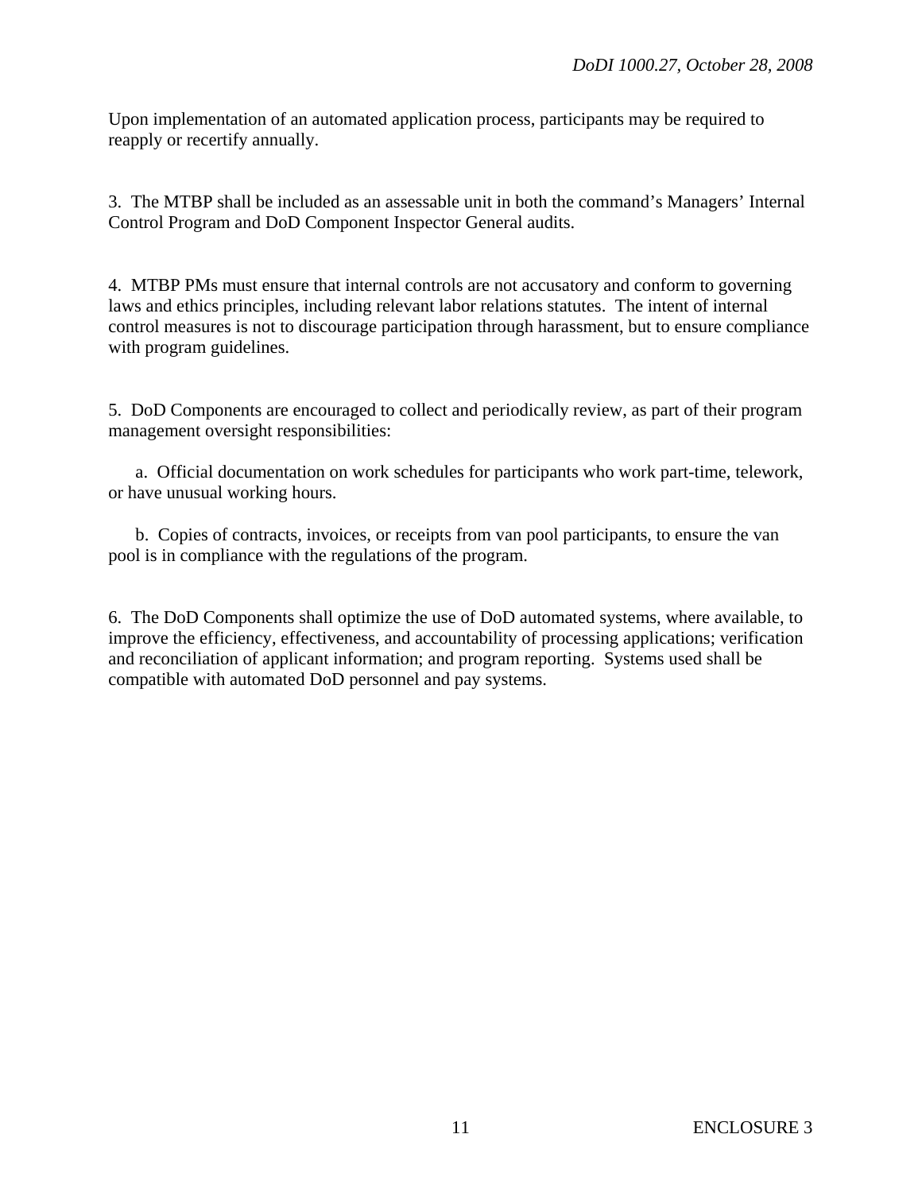Upon implementation of an automated application process, participants may be required to reapply or recertify annually.

3. The MTBP shall be included as an assessable unit in both the command's Managers' Internal Control Program and DoD Component Inspector General audits.

4. MTBP PMs must ensure that internal controls are not accusatory and conform to governing laws and ethics principles, including relevant labor relations statutes. The intent of internal control measures is not to discourage participation through harassment, but to ensure compliance with program guidelines.

5. DoD Components are encouraged to collect and periodically review, as part of their program management oversight responsibilities:

a. Official documentation on work schedules for participants who work part-time, telework, or have unusual working hours.

b. Copies of contracts, invoices, or receipts from van pool participants, to ensure the van pool is in compliance with the regulations of the program.

6. The DoD Components shall optimize the use of DoD automated systems, where available, to improve the efficiency, effectiveness, and accountability of processing applications; verification and reconciliation of applicant information; and program reporting. Systems used shall be compatible with automated DoD personnel and pay systems.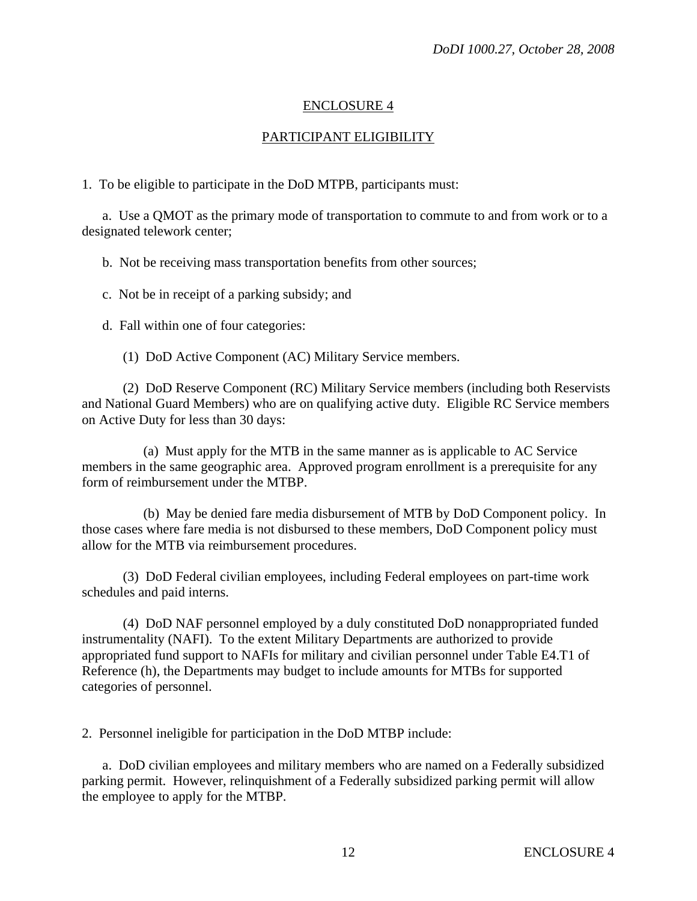# ENCLOSURE 4

## PARTICIPANT ELIGIBILITY

1. To be eligible to participate in the DoD MTPB, participants must:

   a. Use a QMOT as the primary mode of transportation to commute to and from work or to a designated telework center;

   b. Not be receiving mass transportation benefits from other sources;

   c. Not be in receipt of a parking subsidy; and

   d. Fall within one of four categories:

      (1) DoD Active Component (AC) Military Service members.

      (2) DoD Reserve Component (RC) Military Service members (including both Reservists and National Guard Members) who are on qualifying active duty. Eligible RC Service members on Active Duty for less than 30 days:

         (a) Must apply for the MTB in the same manner as is applicable to AC Service members in the same geographic area. Approved program enrollment is a prerequisite for any form of reimbursement under the MTBP.

         (b) May be denied fare media disbursement of MTB by DoD Component policy. In those cases where fare media is not disbursed to these members, DoD Component policy must allow for the MTB via reimbursement procedures.

      (3) DoD Federal civilian employees, including Federal employees on part-time work schedules and paid interns.

      (4) DoD NAF personnel employed by a duly constituted DoD nonappropriated funded instrumentality (NAFI). To the extent Military Departments are authorized to provide appropriated fund support to NAFIs for military and civilian personnel under Table E4.T1 of Reference (h), the Departments may budget to include amounts for MTBs for supported categories of personnel.

2. Personnel ineligible for participation in the DoD MTBP include:

   a. DoD civilian employees and military members who are named on a Federally subsidized parking permit. However, relinquishment of a Federally subsidized parking permit will allow the employee to apply for the MTBP.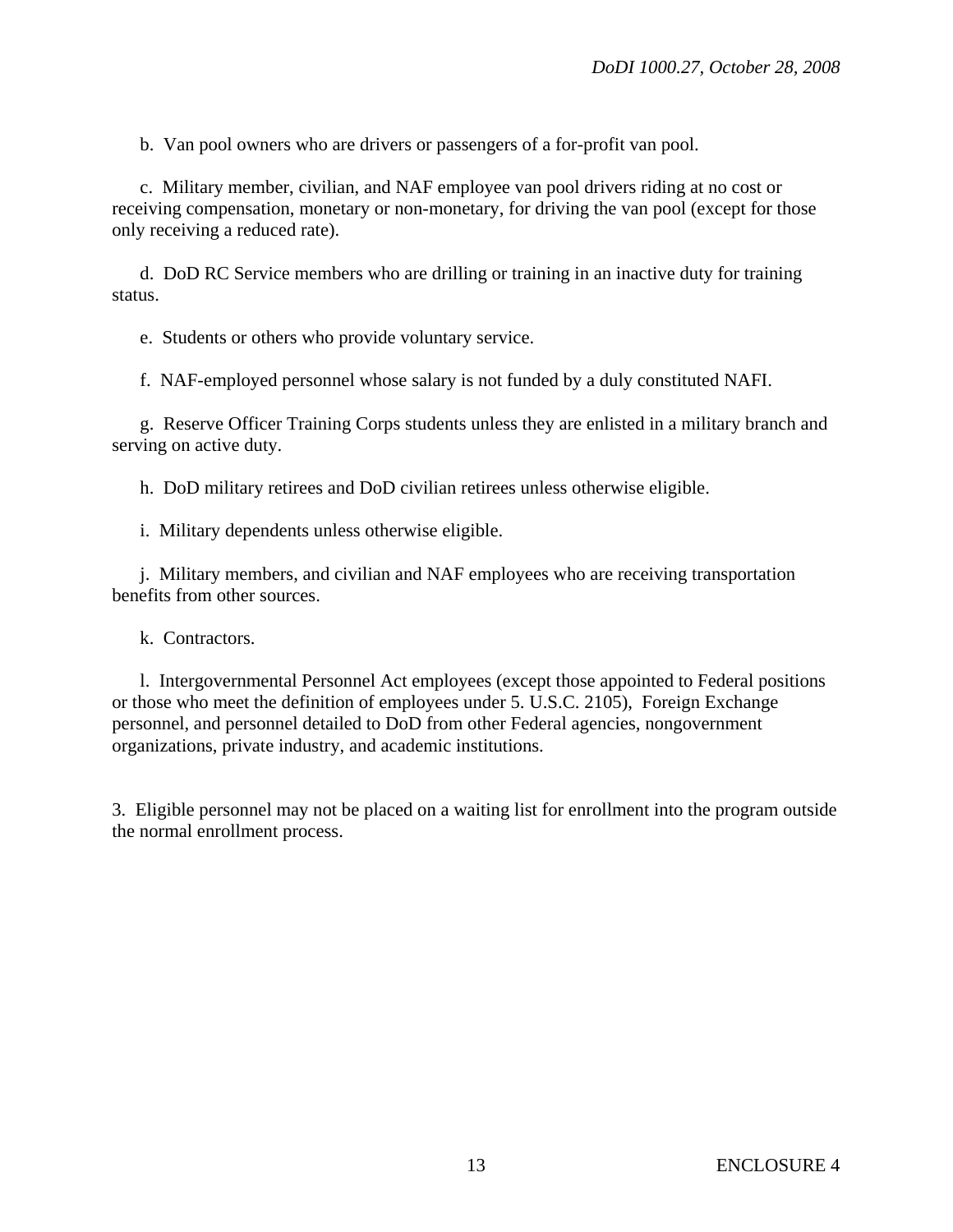b. Van pool owners who are drivers or passengers of a for-profit van pool.

c. Military member, civilian, and NAF employee van pool drivers riding at no cost or receiving compensation, monetary or non-monetary, for driving the van pool (except for those only receiving a reduced rate).

d. DoD RC Service members who are drilling or training in an inactive duty for training status.

e. Students or others who provide voluntary service.

f. NAF-employed personnel whose salary is not funded by a duly constituted NAFI.

g. Reserve Officer Training Corps students unless they are enlisted in a military branch and serving on active duty.

h. DoD military retirees and DoD civilian retirees unless otherwise eligible.

i. Military dependents unless otherwise eligible.

j. Military members, and civilian and NAF employees who are receiving transportation benefits from other sources.

k. Contractors.

l. Intergovernmental Personnel Act employees (except those appointed to Federal positions or those who meet the definition of employees under 5. U.S.C. 2105), Foreign Exchange personnel, and personnel detailed to DoD from other Federal agencies, nongovernment organizations, private industry, and academic institutions.

3. Eligible personnel may not be placed on a waiting list for enrollment into the program outside the normal enrollment process.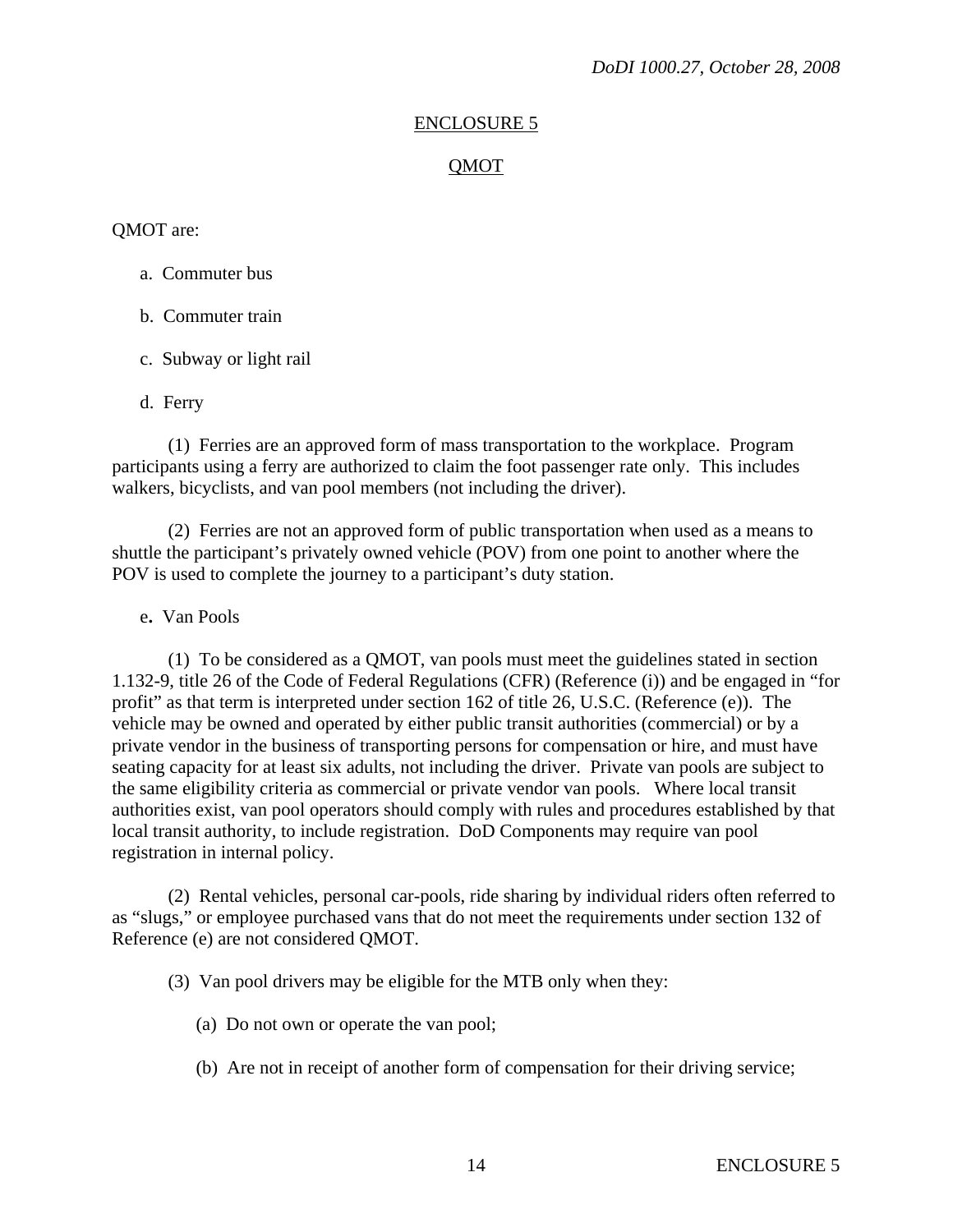## ENCLOSURE 5

## QMOT

QMOT are:

a. Commuter bus

b. Commuter train

c. Subway or light rail

d. Ferry

(1) Ferries are an approved form of mass transportation to the workplace. Program participants using a ferry are authorized to claim the foot passenger rate only. This includes walkers, bicyclists, and van pool members (not including the driver).

(2) Ferries are not an approved form of public transportation when used as a means to shuttle the participant's privately owned vehicle (POV) from one point to another where the POV is used to complete the journey to a participant's duty station.

**e.** Van Pools

(1) To be considered as a QMOT, van pools must meet the guidelines stated in section 1.132-9, title 26 of the Code of Federal Regulations (CFR) (Reference (i)) and be engaged in "for profit" as that term is interpreted under section 162 of title 26, U.S.C. (Reference (e)). The vehicle may be owned and operated by either public transit authorities (commercial) or by a private vendor in the business of transporting persons for compensation or hire, and must have seating capacity for at least six adults, not including the driver. Private van pools are subject to the same eligibility criteria as commercial or private vendor van pools. Where local transit authorities exist, van pool operators should comply with rules and procedures established by that local transit authority, to include registration. DoD Components may require van pool registration in internal policy.

(2) Rental vehicles, personal car-pools, ride sharing by individual riders often referred to as "slugs," or employee purchased vans that do not meet the requirements under section 132 of Reference (e) are not considered QMOT.

(3) Van pool drivers may be eligible for the MTB only when they:

(a) Do not own or operate the van pool;

(b) Are not in receipt of another form of compensation for their driving service;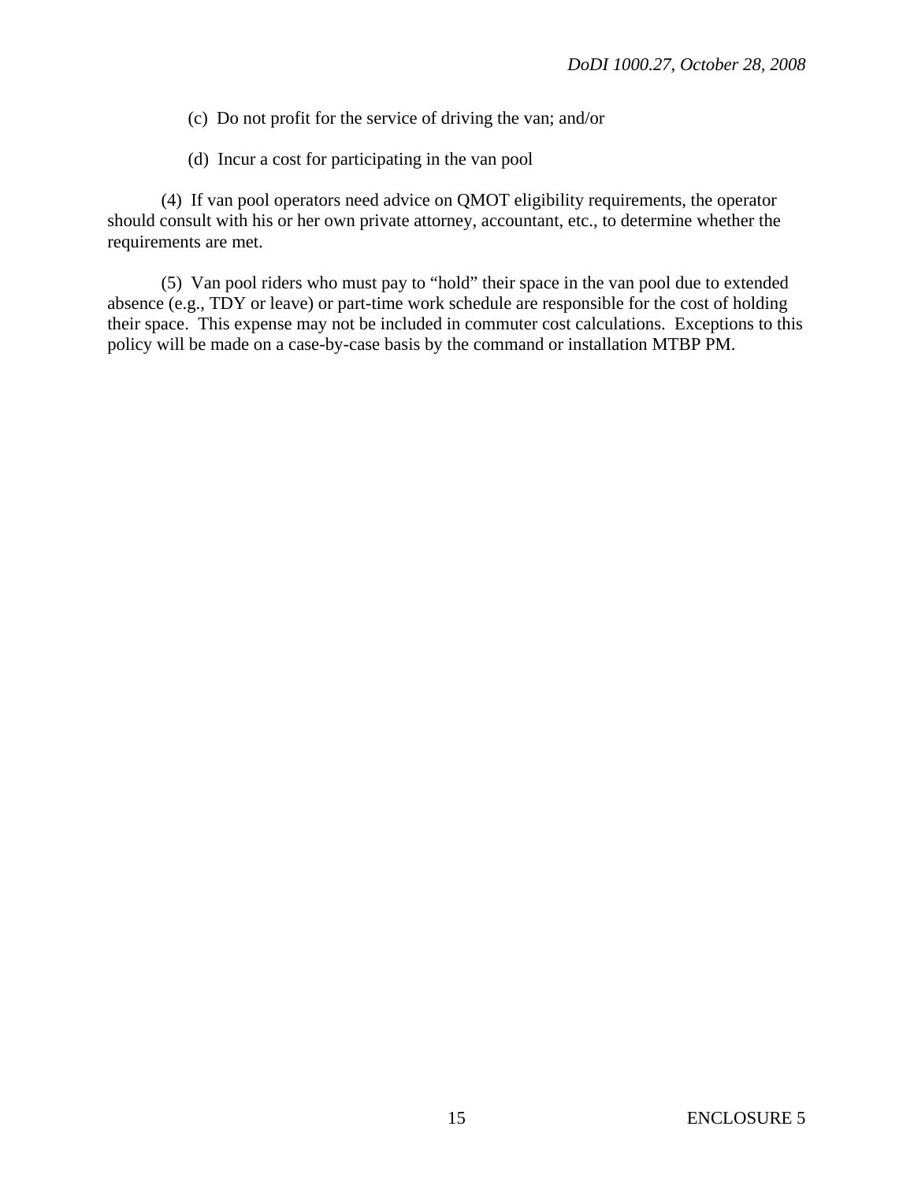(c) Do not profit for the service of driving the van; and/or

(d) Incur a cost for participating in the van pool

(4) If van pool operators need advice on QMOT eligibility requirements, the operator should consult with his or her own private attorney, accountant, etc., to determine whether the requirements are met.

(5) Van pool riders who must pay to "hold" their space in the van pool due to extended absence (e.g., TDY or leave) or part-time work schedule are responsible for the cost of holding their space. This expense may not be included in commuter cost calculations. Exceptions to this policy will be made on a case-by-case basis by the command or installation MTBP PM.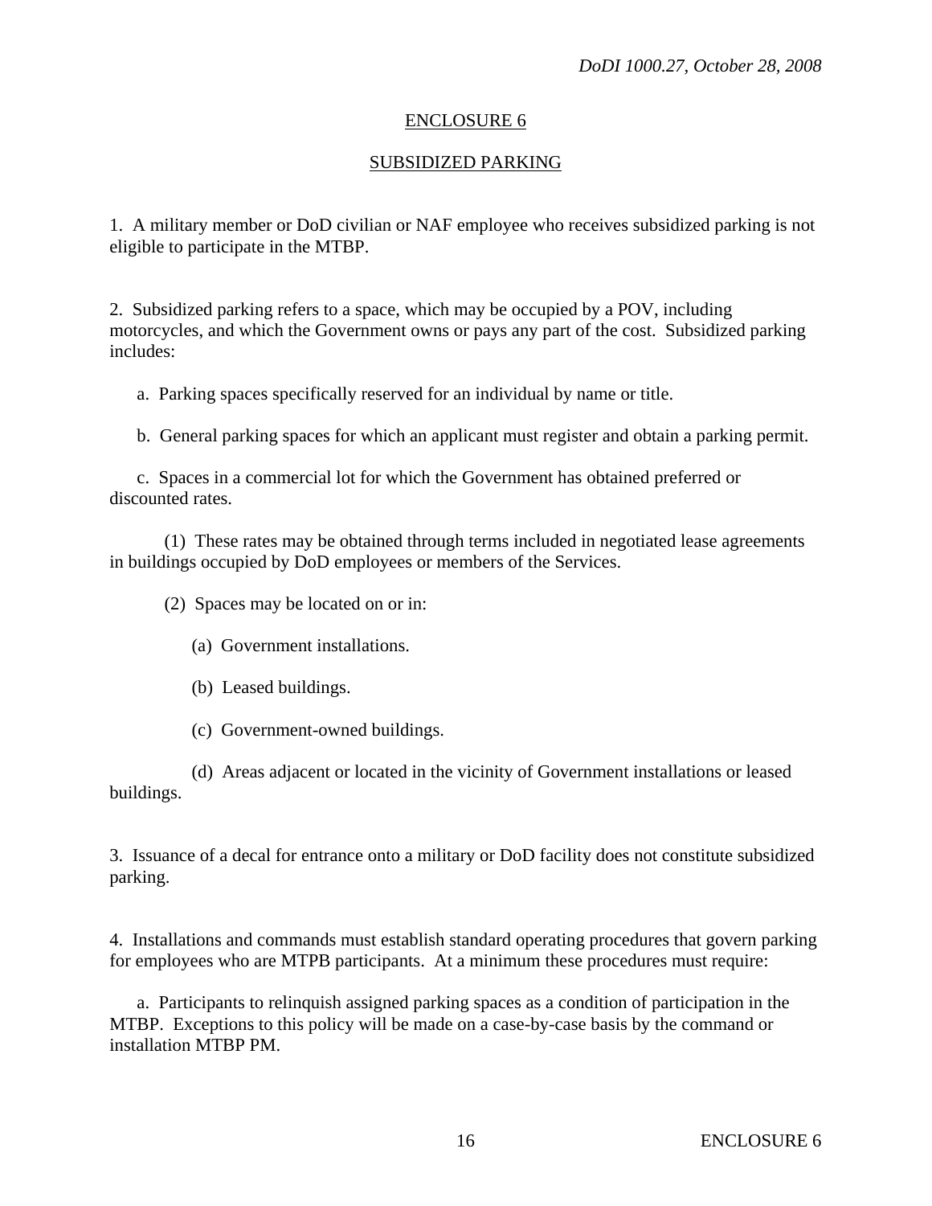# ENCLOSURE 6

## SUBSIDIZED PARKING

1. A military member or DoD civilian or NAF employee who receives subsidized parking is not eligible to participate in the MTBP.

2. Subsidized parking refers to a space, which may be occupied by a POV, including motorcycles, and which the Government owns or pays any part of the cost. Subsidized parking includes:

   a. Parking spaces specifically reserved for an individual by name or title.

   b. General parking spaces for which an applicant must register and obtain a parking permit.

   c. Spaces in a commercial lot for which the Government has obtained preferred or discounted rates.

      (1) These rates may be obtained through terms included in negotiated lease agreements in buildings occupied by DoD employees or members of the Services.

      (2) Spaces may be located on or in:

         (a) Government installations.

         (b) Leased buildings.

         (c) Government-owned buildings.

         (d) Areas adjacent or located in the vicinity of Government installations or leased buildings.

3. Issuance of a decal for entrance onto a military or DoD facility does not constitute subsidized parking.

4. Installations and commands must establish standard operating procedures that govern parking for employees who are MTPB participants. At a minimum these procedures must require:

   a. Participants to relinquish assigned parking spaces as a condition of participation in the MTBP. Exceptions to this policy will be made on a case-by-case basis by the command or installation MTBP PM.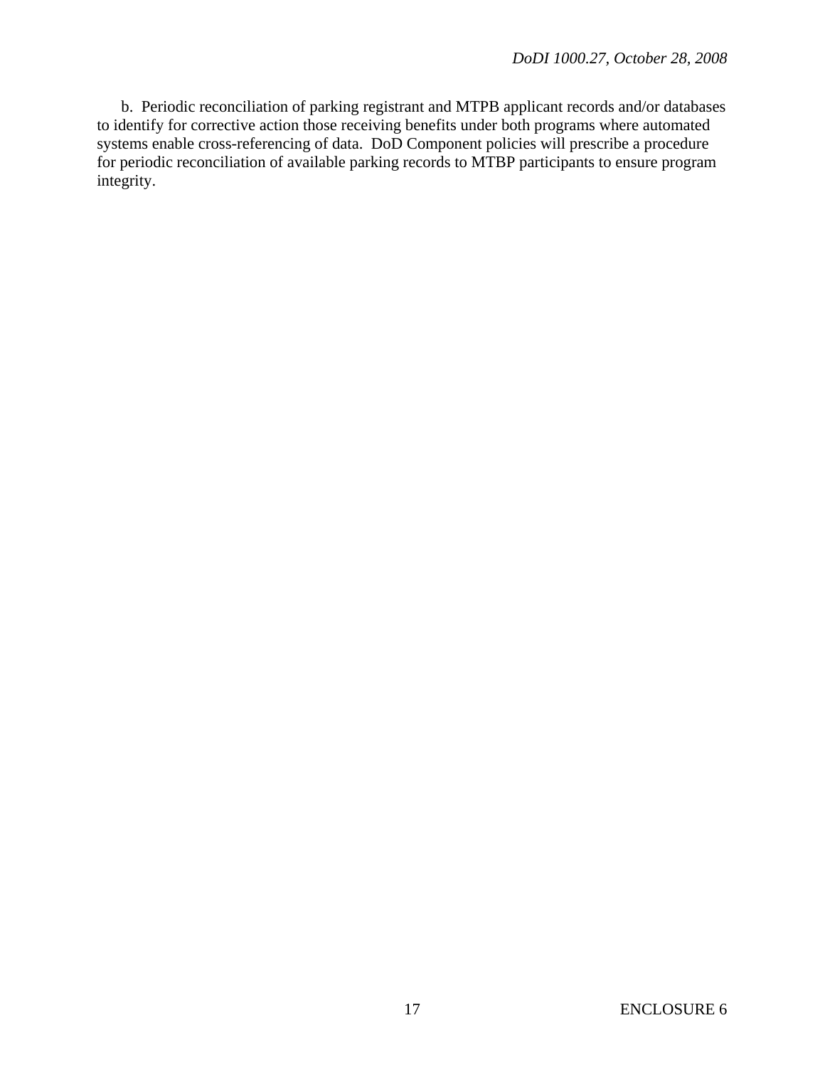b. Periodic reconciliation of parking registrant and MTPB applicant records and/or databases to identify for corrective action those receiving benefits under both programs where automated systems enable cross-referencing of data. DoD Component policies will prescribe a procedure for periodic reconciliation of available parking records to MTBP participants to ensure program integrity.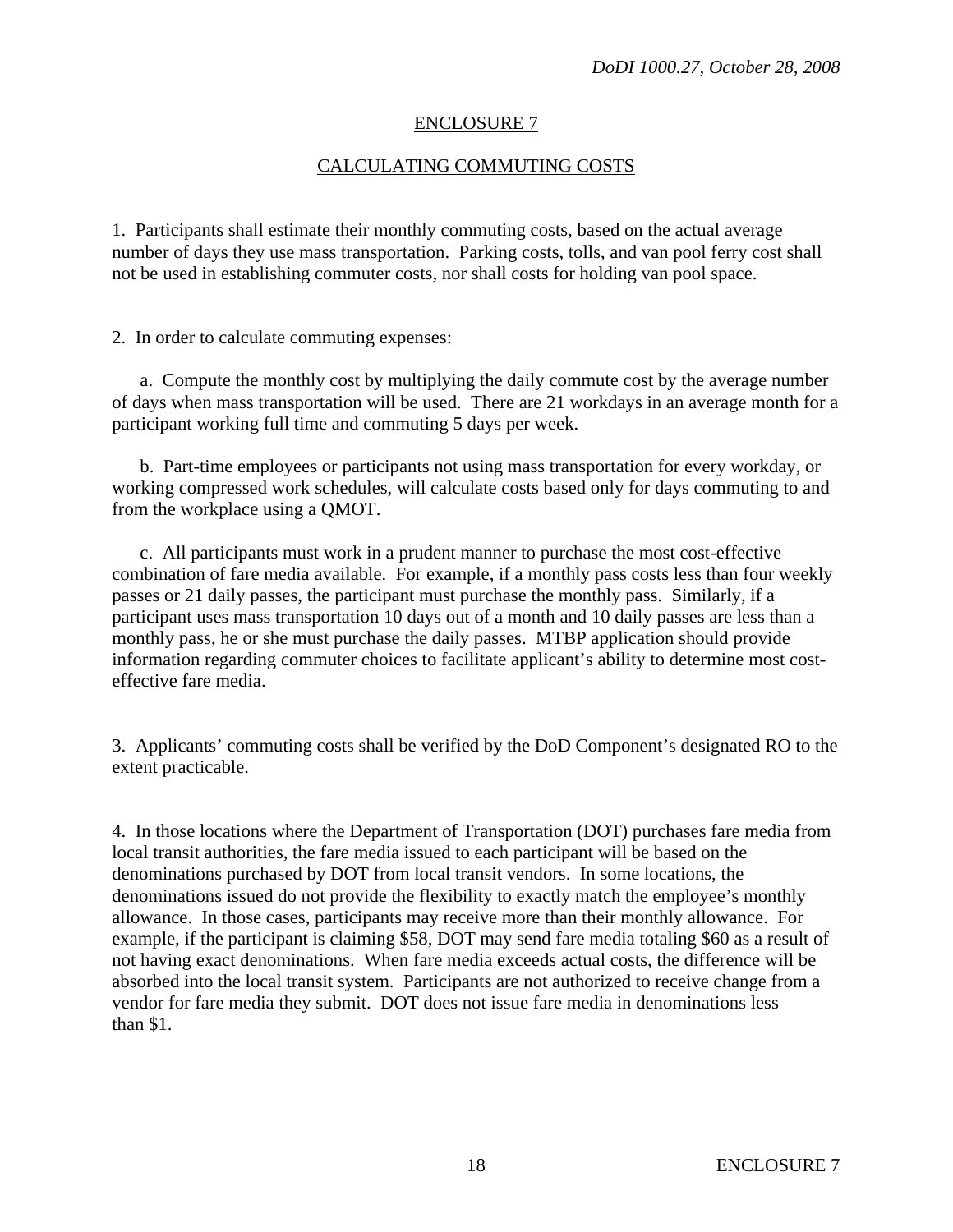## ENCLOSURE 7

## CALCULATING COMMUTING COSTS

1. Participants shall estimate their monthly commuting costs, based on the actual average number of days they use mass transportation. Parking costs, tolls, and van pool ferry cost shall not be used in establishing commuter costs, nor shall costs for holding van pool space.

2. In order to calculate commuting expenses:

a. Compute the monthly cost by multiplying the daily commute cost by the average number of days when mass transportation will be used. There are 21 workdays in an average month for a participant working full time and commuting 5 days per week.

b. Part-time employees or participants not using mass transportation for every workday, or working compressed work schedules, will calculate costs based only for days commuting to and from the workplace using a QMOT.

c. All participants must work in a prudent manner to purchase the most cost-effective combination of fare media available. For example, if a monthly pass costs less than four weekly passes or 21 daily passes, the participant must purchase the monthly pass. Similarly, if a participant uses mass transportation 10 days out of a month and 10 daily passes are less than a monthly pass, he or she must purchase the daily passes. MTBP application should provide information regarding commuter choices to facilitate applicant's ability to determine most cost-effective fare media.

3. Applicants' commuting costs shall be verified by the DoD Component's designated RO to the extent practicable.

4. In those locations where the Department of Transportation (DOT) purchases fare media from local transit authorities, the fare media issued to each participant will be based on the denominations purchased by DOT from local transit vendors. In some locations, the denominations issued do not provide the flexibility to exactly match the employee's monthly allowance. In those cases, participants may receive more than their monthly allowance. For example, if the participant is claiming $58, DOT may send fare media totaling $60 as a result of not having exact denominations. When fare media exceeds actual costs, the difference will be absorbed into the local transit system. Participants are not authorized to receive change from a vendor for fare media they submit. DOT does not issue fare media in denominations less than $1.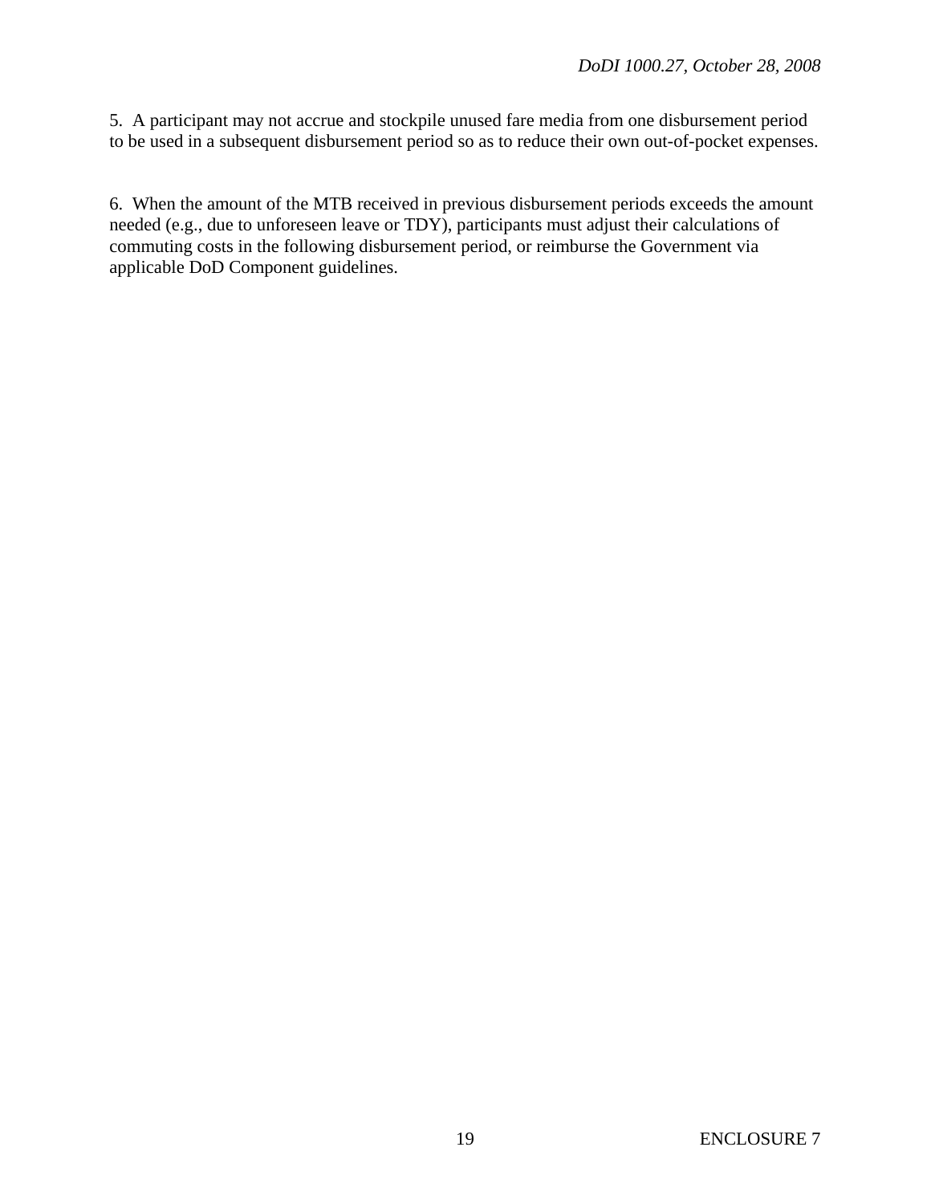5. A participant may not accrue and stockpile unused fare media from one disbursement period to be used in a subsequent disbursement period so as to reduce their own out-of-pocket expenses.

6. When the amount of the MTB received in previous disbursement periods exceeds the amount needed (e.g., due to unforeseen leave or TDY), participants must adjust their calculations of commuting costs in the following disbursement period, or reimburse the Government via applicable DoD Component guidelines.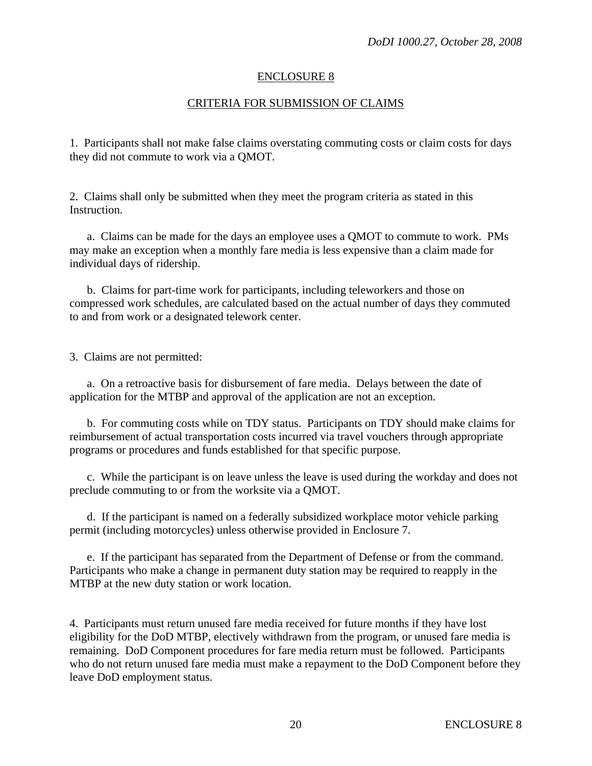# ENCLOSURE 8

## CRITERIA FOR SUBMISSION OF CLAIMS

1. Participants shall not make false claims overstating commuting costs or claim costs for days they did not commute to work via a QMOT.

2. Claims shall only be submitted when they meet the program criteria as stated in this Instruction.

   a. Claims can be made for the days an employee uses a QMOT to commute to work. PMs may make an exception when a monthly fare media is less expensive than a claim made for individual days of ridership.

   b. Claims for part-time work for participants, including teleworkers and those on compressed work schedules, are calculated based on the actual number of days they commuted to and from work or a designated telework center.

3. Claims are not permitted:

   a. On a retroactive basis for disbursement of fare media. Delays between the date of application for the MTBP and approval of the application are not an exception.

   b. For commuting costs while on TDY status. Participants on TDY should make claims for reimbursement of actual transportation costs incurred via travel vouchers through appropriate programs or procedures and funds established for that specific purpose.

   c. While the participant is on leave unless the leave is used during the workday and does not preclude commuting to or from the worksite via a QMOT.

   d. If the participant is named on a federally subsidized workplace motor vehicle parking permit (including motorcycles) unless otherwise provided in Enclosure 7.

   e. If the participant has separated from the Department of Defense or from the command. Participants who make a change in permanent duty station may be required to reapply in the MTBP at the new duty station or work location.

4. Participants must return unused fare media received for future months if they have lost eligibility for the DoD MTBP, electively withdrawn from the program, or unused fare media is remaining. DoD Component procedures for fare media return must be followed. Participants who do not return unused fare media must make a repayment to the DoD Component before they leave DoD employment status.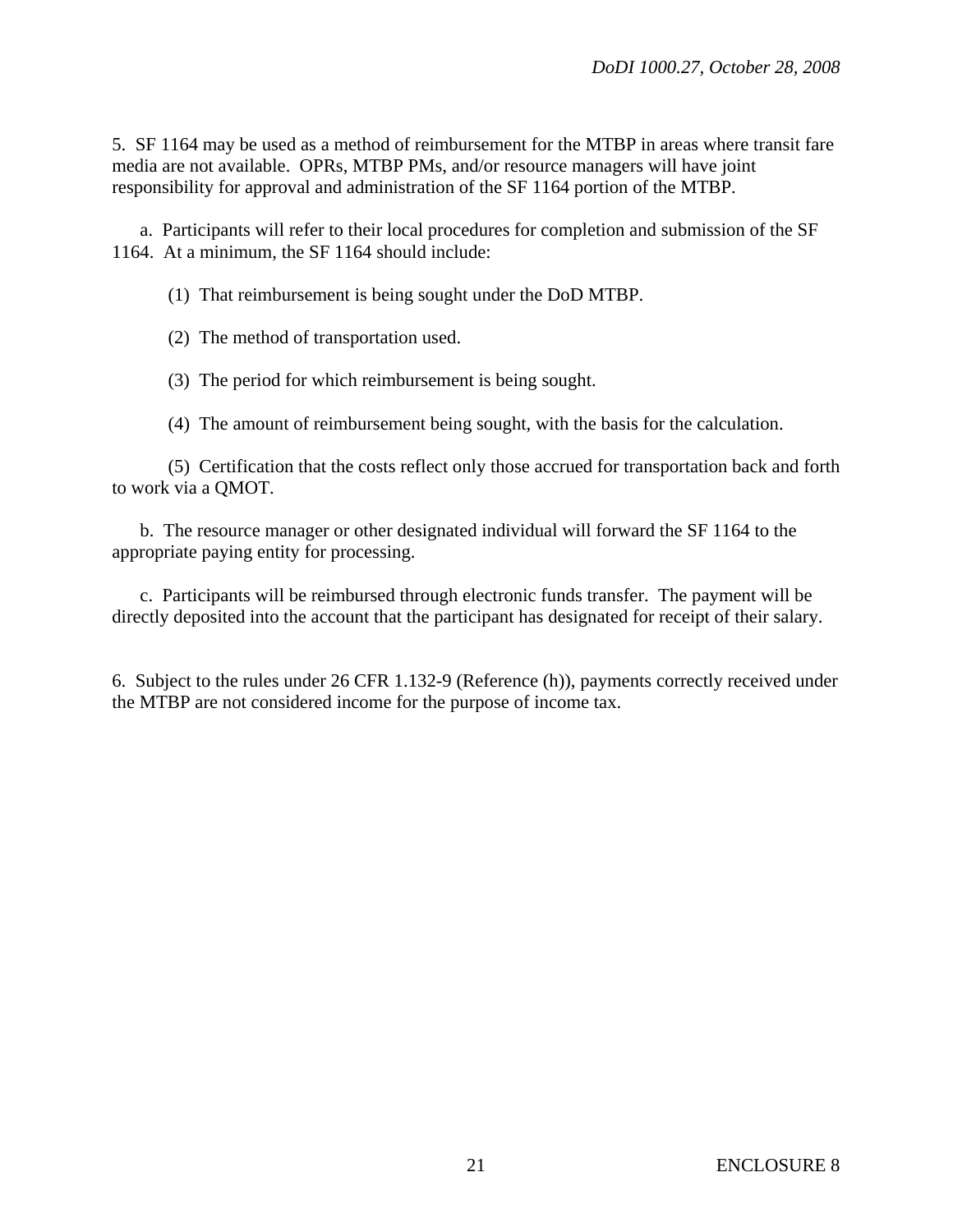5. SF 1164 may be used as a method of reimbursement for the MTBP in areas where transit fare media are not available. OPRs, MTBP PMs, and/or resource managers will have joint responsibility for approval and administration of the SF 1164 portion of the MTBP.

a. Participants will refer to their local procedures for completion and submission of the SF 1164. At a minimum, the SF 1164 should include:

(1) That reimbursement is being sought under the DoD MTBP.

(2) The method of transportation used.

(3) The period for which reimbursement is being sought.

(4) The amount of reimbursement being sought, with the basis for the calculation.

(5) Certification that the costs reflect only those accrued for transportation back and forth to work via a QMOT.

b. The resource manager or other designated individual will forward the SF 1164 to the appropriate paying entity for processing.

c. Participants will be reimbursed through electronic funds transfer. The payment will be directly deposited into the account that the participant has designated for receipt of their salary.

6. Subject to the rules under 26 CFR 1.132-9 (Reference (h)), payments correctly received under the MTBP are not considered income for the purpose of income tax.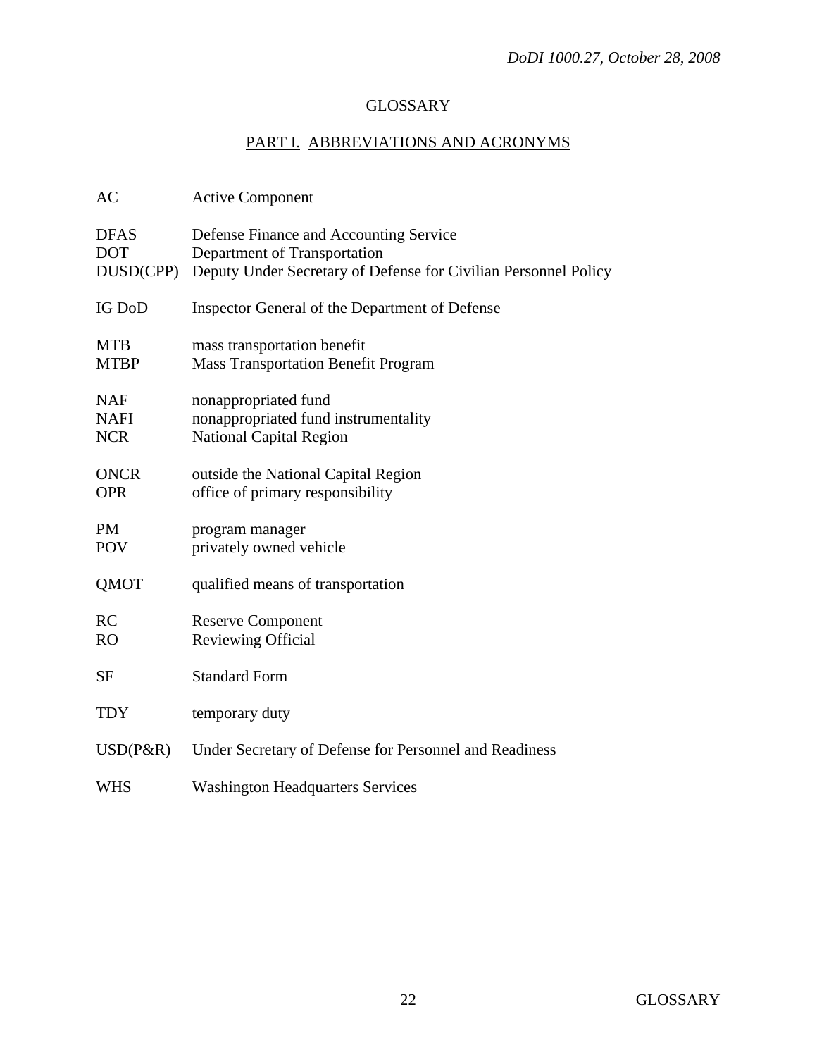# GLOSSARY

## PART I. ABBREVIATIONS AND ACRONYMS

| | |
|---|---|
| AC | Active Component |
| DFAS | Defense Finance and Accounting Service |
| DOT | Department of Transportation |
| DUSD(CPP) | Deputy Under Secretary of Defense for Civilian Personnel Policy |
| IG DoD | Inspector General of the Department of Defense |
| MTB | mass transportation benefit |
| MTBP | Mass Transportation Benefit Program |
| NAF | nonappropriated fund |
| NAFI | nonappropriated fund instrumentality |
| NCR | National Capital Region |
| ONCR | outside the National Capital Region |
| OPR | office of primary responsibility |
| PM | program manager |
| POV | privately owned vehicle |
| QMOT | qualified means of transportation |
| RC | Reserve Component |
| RO | Reviewing Official |
| SF | Standard Form |
| TDY | temporary duty |
| USD(P&R) | Under Secretary of Defense for Personnel and Readiness |
| WHS | Washington Headquarters Services |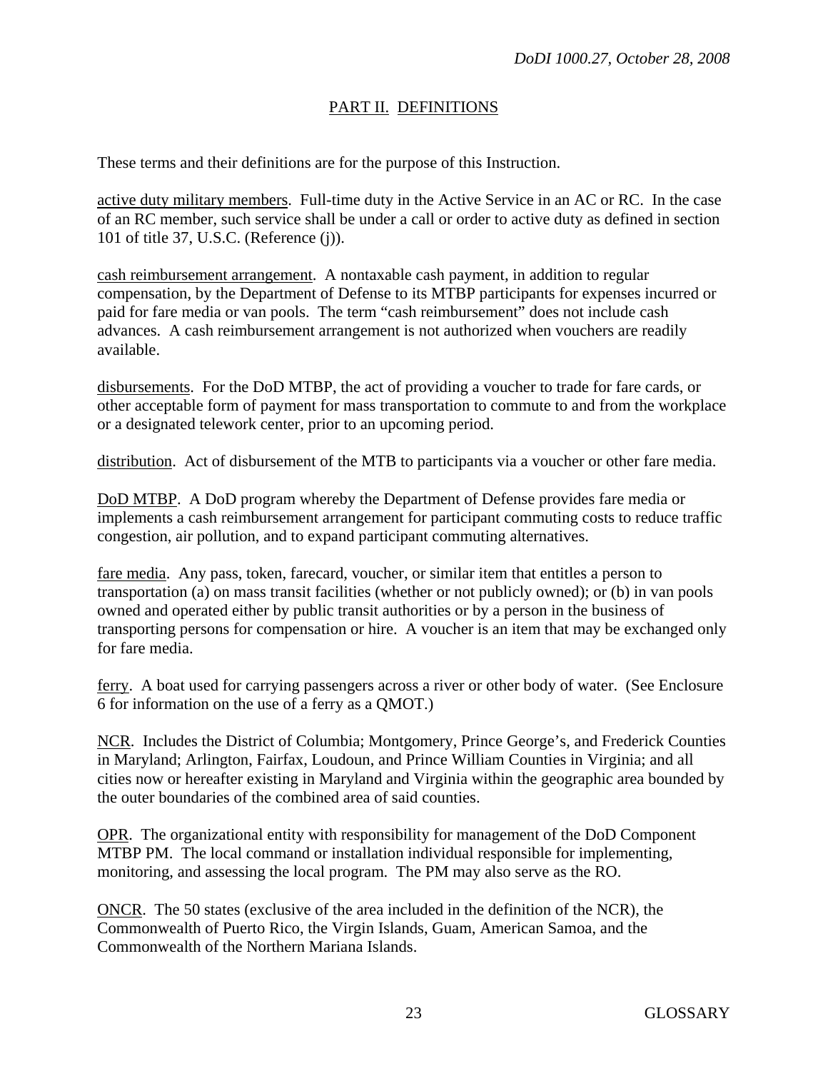## PART II. DEFINITIONS

These terms and their definitions are for the purpose of this Instruction.

<u>active duty military members</u>. Full-time duty in the Active Service in an AC or RC. In the case of an RC member, such service shall be under a call or order to active duty as defined in section 101 of title 37, U.S.C. (Reference (j)).

<u>cash reimbursement arrangement</u>. A nontaxable cash payment, in addition to regular compensation, by the Department of Defense to its MTBP participants for expenses incurred or paid for fare media or van pools. The term "cash reimbursement" does not include cash advances. A cash reimbursement arrangement is not authorized when vouchers are readily available.

<u>disbursements</u>. For the DoD MTBP, the act of providing a voucher to trade for fare cards, or other acceptable form of payment for mass transportation to commute to and from the workplace or a designated telework center, prior to an upcoming period.

<u>distribution</u>. Act of disbursement of the MTB to participants via a voucher or other fare media.

<u>DoD MTBP</u>. A DoD program whereby the Department of Defense provides fare media or implements a cash reimbursement arrangement for participant commuting costs to reduce traffic congestion, air pollution, and to expand participant commuting alternatives.

<u>fare media</u>. Any pass, token, farecard, voucher, or similar item that entitles a person to transportation (a) on mass transit facilities (whether or not publicly owned); or (b) in van pools owned and operated either by public transit authorities or by a person in the business of transporting persons for compensation or hire. A voucher is an item that may be exchanged only for fare media.

<u>ferry</u>. A boat used for carrying passengers across a river or other body of water. (See Enclosure 6 for information on the use of a ferry as a QMOT.)

<u>NCR</u>. Includes the District of Columbia; Montgomery, Prince George's, and Frederick Counties in Maryland; Arlington, Fairfax, Loudoun, and Prince William Counties in Virginia; and all cities now or hereafter existing in Maryland and Virginia within the geographic area bounded by the outer boundaries of the combined area of said counties.

<u>OPR</u>. The organizational entity with responsibility for management of the DoD Component MTBP PM. The local command or installation individual responsible for implementing, monitoring, and assessing the local program. The PM may also serve as the RO.

<u>ONCR</u>. The 50 states (exclusive of the area included in the definition of the NCR), the Commonwealth of Puerto Rico, the Virgin Islands, Guam, American Samoa, and the Commonwealth of the Northern Mariana Islands.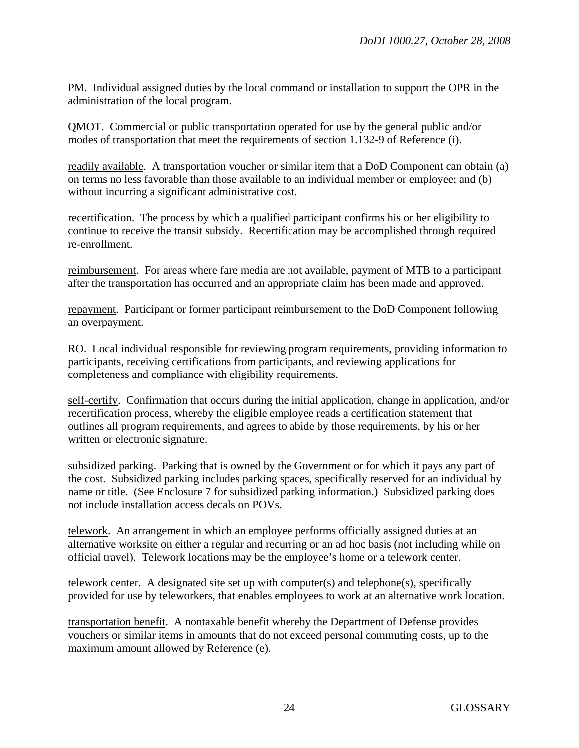PM. Individual assigned duties by the local command or installation to support the OPR in the administration of the local program.

QMOT. Commercial or public transportation operated for use by the general public and/or modes of transportation that meet the requirements of section 1.132-9 of Reference (i).

readily available. A transportation voucher or similar item that a DoD Component can obtain (a) on terms no less favorable than those available to an individual member or employee; and (b) without incurring a significant administrative cost.

recertification. The process by which a qualified participant confirms his or her eligibility to continue to receive the transit subsidy. Recertification may be accomplished through required re-enrollment.

reimbursement. For areas where fare media are not available, payment of MTB to a participant after the transportation has occurred and an appropriate claim has been made and approved.

repayment. Participant or former participant reimbursement to the DoD Component following an overpayment.

RO. Local individual responsible for reviewing program requirements, providing information to participants, receiving certifications from participants, and reviewing applications for completeness and compliance with eligibility requirements.

self-certify. Confirmation that occurs during the initial application, change in application, and/or recertification process, whereby the eligible employee reads a certification statement that outlines all program requirements, and agrees to abide by those requirements, by his or her written or electronic signature.

subsidized parking. Parking that is owned by the Government or for which it pays any part of the cost. Subsidized parking includes parking spaces, specifically reserved for an individual by name or title. (See Enclosure 7 for subsidized parking information.) Subsidized parking does not include installation access decals on POVs.

telework. An arrangement in which an employee performs officially assigned duties at an alternative worksite on either a regular and recurring or an ad hoc basis (not including while on official travel). Telework locations may be the employee's home or a telework center.

telework center. A designated site set up with computer(s) and telephone(s), specifically provided for use by teleworkers, that enables employees to work at an alternative work location.

transportation benefit. A nontaxable benefit whereby the Department of Defense provides vouchers or similar items in amounts that do not exceed personal commuting costs, up to the maximum amount allowed by Reference (e).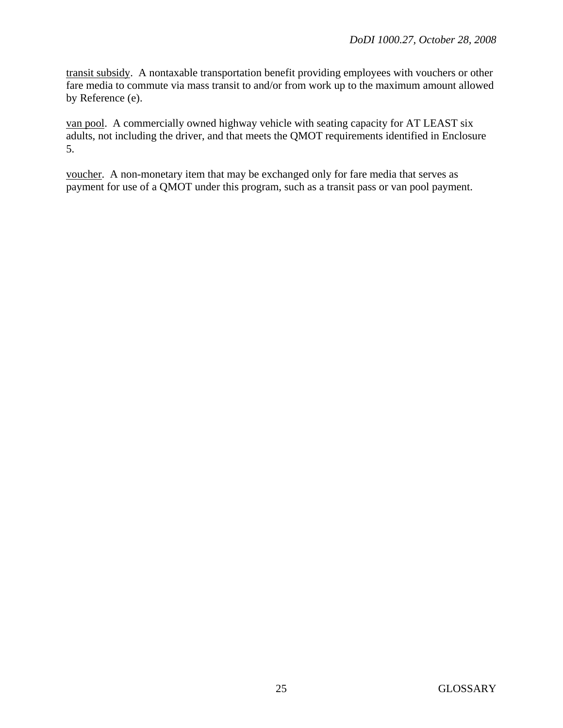<u>transit subsidy</u>. A nontaxable transportation benefit providing employees with vouchers or other fare media to commute via mass transit to and/or from work up to the maximum amount allowed by Reference (e).

<u>van pool</u>. A commercially owned highway vehicle with seating capacity for AT LEAST six adults, not including the driver, and that meets the QMOT requirements identified in Enclosure 5.

<u>voucher</u>. A non-monetary item that may be exchanged only for fare media that serves as payment for use of a QMOT under this program, such as a transit pass or van pool payment.